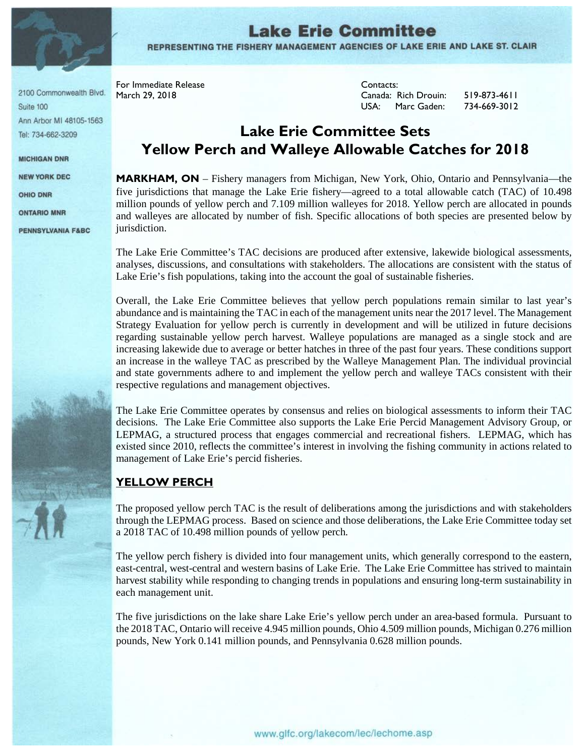# Lake Erie Committee

REPRESENTING THE FISHERY MANAGEMENT AGENCIES OF LAKE ERIE AND LAKE ST. CLAIR

2100 Commonwealth Blvd.
Suite 100
Ann Arbor MI 48105-1563
Tel: 734-662-3209

**MICHIGAN DNR**
**NEW YORK DEC**
**OHIO DNR**
**ONTARIO MNR**
**PENNSYLVANIA F&BC**

For Immediate Release
March 29, 2018

Contacts:
Canada: Rich Drouin: 519-873-4611
USA: Marc Gaden: 734-669-3012

## Lake Erie Committee Sets Yellow Perch and Walleye Allowable Catches for 2018

**MARKHAM, ON** – Fishery managers from Michigan, New York, Ohio, Ontario and Pennsylvania—the five jurisdictions that manage the Lake Erie fishery—agreed to a total allowable catch (TAC) of 10.498 million pounds of yellow perch and 7.109 million walleyes for 2018. Yellow perch are allocated in pounds and walleyes are allocated by number of fish. Specific allocations of both species are presented below by jurisdiction.

The Lake Erie Committee's TAC decisions are produced after extensive, lakewide biological assessments, analyses, discussions, and consultations with stakeholders. The allocations are consistent with the status of Lake Erie's fish populations, taking into the account the goal of sustainable fisheries.

Overall, the Lake Erie Committee believes that yellow perch populations remain similar to last year's abundance and is maintaining the TAC in each of the management units near the 2017 level. The Management Strategy Evaluation for yellow perch is currently in development and will be utilized in future decisions regarding sustainable yellow perch harvest. Walleye populations are managed as a single stock and are increasing lakewide due to average or better hatches in three of the past four years. These conditions support an increase in the walleye TAC as prescribed by the Walleye Management Plan. The individual provincial and state governments adhere to and implement the yellow perch and walleye TACs consistent with their respective regulations and management objectives.

The Lake Erie Committee operates by consensus and relies on biological assessments to inform their TAC decisions. The Lake Erie Committee also supports the Lake Erie Percid Management Advisory Group, or LEPMAG, a structured process that engages commercial and recreational fishers. LEPMAG, which has existed since 2010, reflects the committee's interest in involving the fishing community in actions related to management of Lake Erie's percid fisheries.

### YELLOW PERCH

The proposed yellow perch TAC is the result of deliberations among the jurisdictions and with stakeholders through the LEPMAG process. Based on science and those deliberations, the Lake Erie Committee today set a 2018 TAC of 10.498 million pounds of yellow perch.

The yellow perch fishery is divided into four management units, which generally correspond to the eastern, east-central, west-central and western basins of Lake Erie. The Lake Erie Committee has strived to maintain harvest stability while responding to changing trends in populations and ensuring long-term sustainability in each management unit.

The five jurisdictions on the lake share Lake Erie's yellow perch under an area-based formula. Pursuant to the 2018 TAC, Ontario will receive 4.945 million pounds, Ohio 4.509 million pounds, Michigan 0.276 million pounds, New York 0.141 million pounds, and Pennsylvania 0.628 million pounds.

www.glfc.org/lakecom/lec/lechome.asp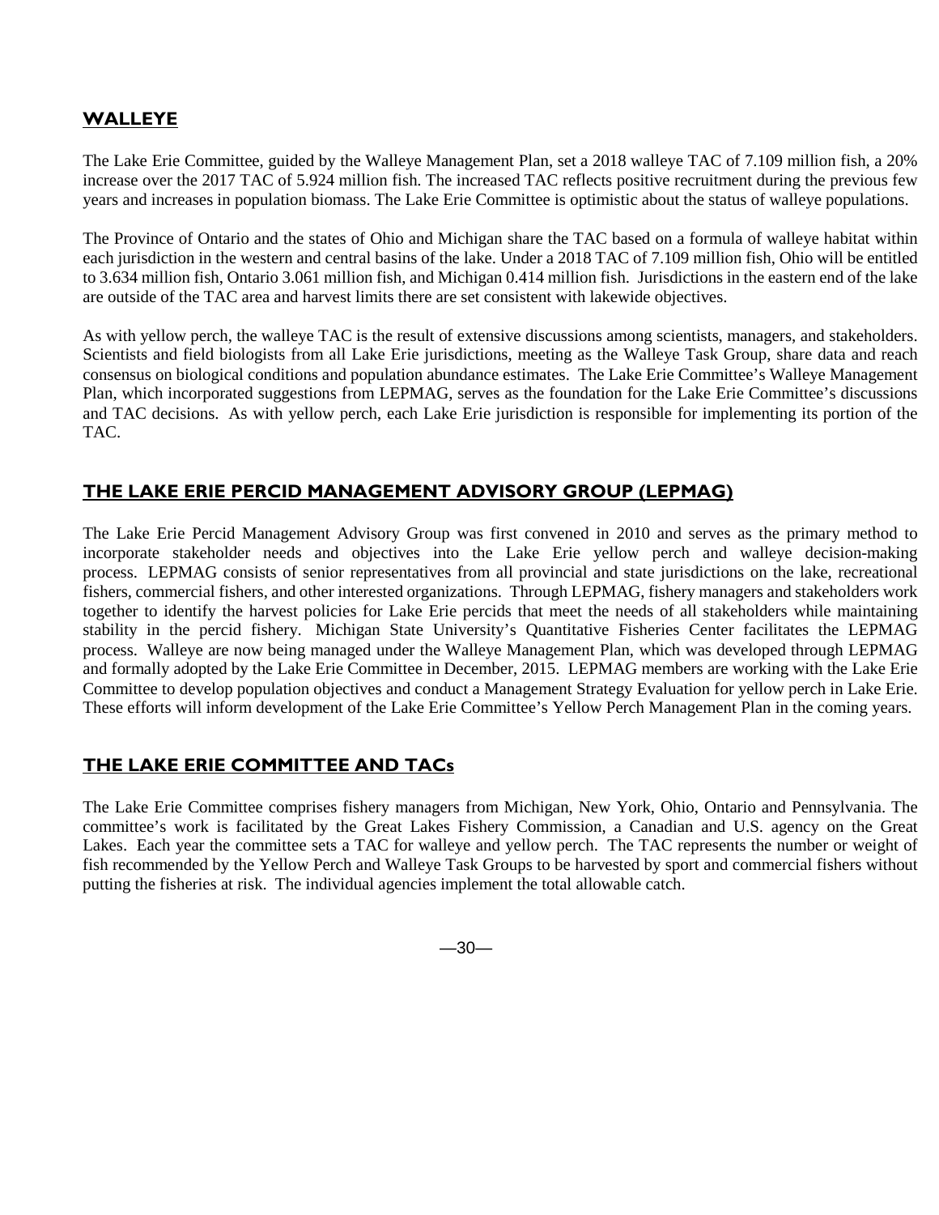## WALLEYE

The Lake Erie Committee, guided by the Walleye Management Plan, set a 2018 walleye TAC of 7.109 million fish, a 20% increase over the 2017 TAC of 5.924 million fish. The increased TAC reflects positive recruitment during the previous few years and increases in population biomass. The Lake Erie Committee is optimistic about the status of walleye populations.

The Province of Ontario and the states of Ohio and Michigan share the TAC based on a formula of walleye habitat within each jurisdiction in the western and central basins of the lake. Under a 2018 TAC of 7.109 million fish, Ohio will be entitled to 3.634 million fish, Ontario 3.061 million fish, and Michigan 0.414 million fish. Jurisdictions in the eastern end of the lake are outside of the TAC area and harvest limits there are set consistent with lakewide objectives.

As with yellow perch, the walleye TAC is the result of extensive discussions among scientists, managers, and stakeholders. Scientists and field biologists from all Lake Erie jurisdictions, meeting as the Walleye Task Group, share data and reach consensus on biological conditions and population abundance estimates. The Lake Erie Committee's Walleye Management Plan, which incorporated suggestions from LEPMAG, serves as the foundation for the Lake Erie Committee's discussions and TAC decisions. As with yellow perch, each Lake Erie jurisdiction is responsible for implementing its portion of the TAC.

## THE LAKE ERIE PERCID MANAGEMENT ADVISORY GROUP (LEPMAG)

The Lake Erie Percid Management Advisory Group was first convened in 2010 and serves as the primary method to incorporate stakeholder needs and objectives into the Lake Erie yellow perch and walleye decision-making process. LEPMAG consists of senior representatives from all provincial and state jurisdictions on the lake, recreational fishers, commercial fishers, and other interested organizations. Through LEPMAG, fishery managers and stakeholders work together to identify the harvest policies for Lake Erie percids that meet the needs of all stakeholders while maintaining stability in the percid fishery. Michigan State University's Quantitative Fisheries Center facilitates the LEPMAG process. Walleye are now being managed under the Walleye Management Plan, which was developed through LEPMAG and formally adopted by the Lake Erie Committee in December, 2015. LEPMAG members are working with the Lake Erie Committee to develop population objectives and conduct a Management Strategy Evaluation for yellow perch in Lake Erie. These efforts will inform development of the Lake Erie Committee's Yellow Perch Management Plan in the coming years.

## THE LAKE ERIE COMMITTEE AND TACs

The Lake Erie Committee comprises fishery managers from Michigan, New York, Ohio, Ontario and Pennsylvania. The committee's work is facilitated by the Great Lakes Fishery Commission, a Canadian and U.S. agency on the Great Lakes. Each year the committee sets a TAC for walleye and yellow perch. The TAC represents the number or weight of fish recommended by the Yellow Perch and Walleye Task Groups to be harvested by sport and commercial fishers without putting the fisheries at risk. The individual agencies implement the total allowable catch.

—30—